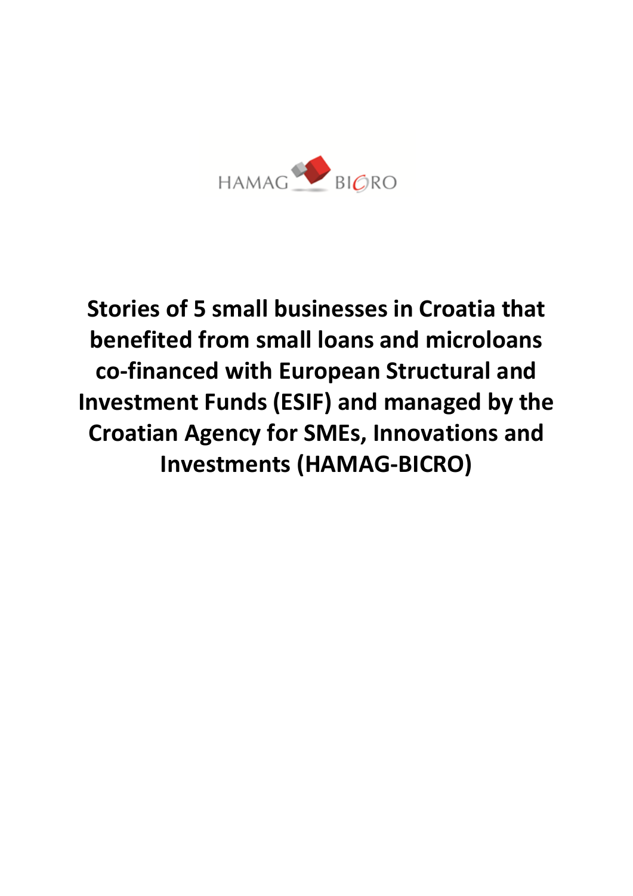HAMAG BICRO

# Stories of 5 small businesses in Croatia that benefited from small loans and microloans co-financed with European Structural and Investment Funds (ESIF) and managed by the Croatian Agency for SMEs, Innovations and Investments (HAMAG-BICRO)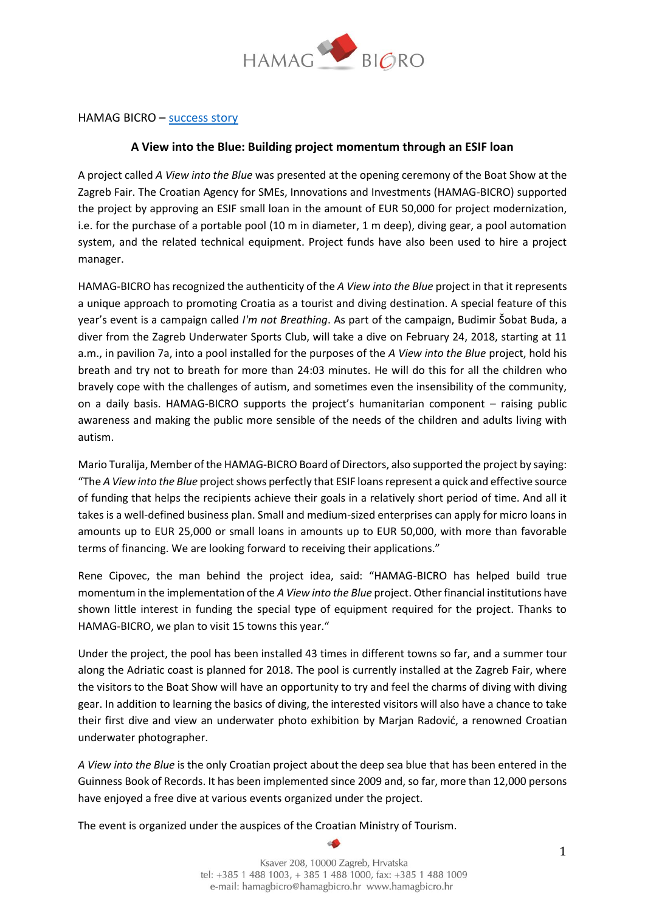HAMAG BICRO – success story

## A View into the Blue: Building project momentum through an ESIF loan

A project called *A View into the Blue* was presented at the opening ceremony of the Boat Show at the Zagreb Fair. The Croatian Agency for SMEs, Innovations and Investments (HAMAG-BICRO) supported the project by approving an ESIF small loan in the amount of EUR 50,000 for project modernization, i.e. for the purchase of a portable pool (10 m in diameter, 1 m deep), diving gear, a pool automation system, and the related technical equipment. Project funds have also been used to hire a project manager.

HAMAG-BICRO has recognized the authenticity of the *A View into the Blue* project in that it represents a unique approach to promoting Croatia as a tourist and diving destination. A special feature of this year's event is a campaign called *I'm not Breathing*. As part of the campaign, Budimir Šobat Buda, a diver from the Zagreb Underwater Sports Club, will take a dive on February 24, 2018, starting at 11 a.m., in pavilion 7a, into a pool installed for the purposes of the *A View into the Blue* project, hold his breath and try not to breath for more than 24:03 minutes. He will do this for all the children who bravely cope with the challenges of autism, and sometimes even the insensibility of the community, on a daily basis. HAMAG-BICRO supports the project's humanitarian component – raising public awareness and making the public more sensible of the needs of the children and adults living with autism.

Mario Turalija, Member of the HAMAG-BICRO Board of Directors, also supported the project by saying: "The *A View into the Blue* project shows perfectly that ESIF loans represent a quick and effective source of funding that helps the recipients achieve their goals in a relatively short period of time. And all it takes is a well-defined business plan. Small and medium-sized enterprises can apply for micro loans in amounts up to EUR 25,000 or small loans in amounts up to EUR 50,000, with more than favorable terms of financing. We are looking forward to receiving their applications."

Rene Cipovec, the man behind the project idea, said: "HAMAG-BICRO has helped build true momentum in the implementation of the *A View into the Blue* project. Other financial institutions have shown little interest in funding the special type of equipment required for the project. Thanks to HAMAG-BICRO, we plan to visit 15 towns this year."

Under the project, the pool has been installed 43 times in different towns so far, and a summer tour along the Adriatic coast is planned for 2018. The pool is currently installed at the Zagreb Fair, where the visitors to the Boat Show will have an opportunity to try and feel the charms of diving with diving gear. In addition to learning the basics of diving, the interested visitors will also have a chance to take their first dive and view an underwater photo exhibition by Marjan Radović, a renowned Croatian underwater photographer.

*A View into the Blue* is the only Croatian project about the deep sea blue that has been entered in the Guinness Book of Records. It has been implemented since 2009 and, so far, more than 12,000 persons have enjoyed a free dive at various events organized under the project.

The event is organized under the auspices of the Croatian Ministry of Tourism.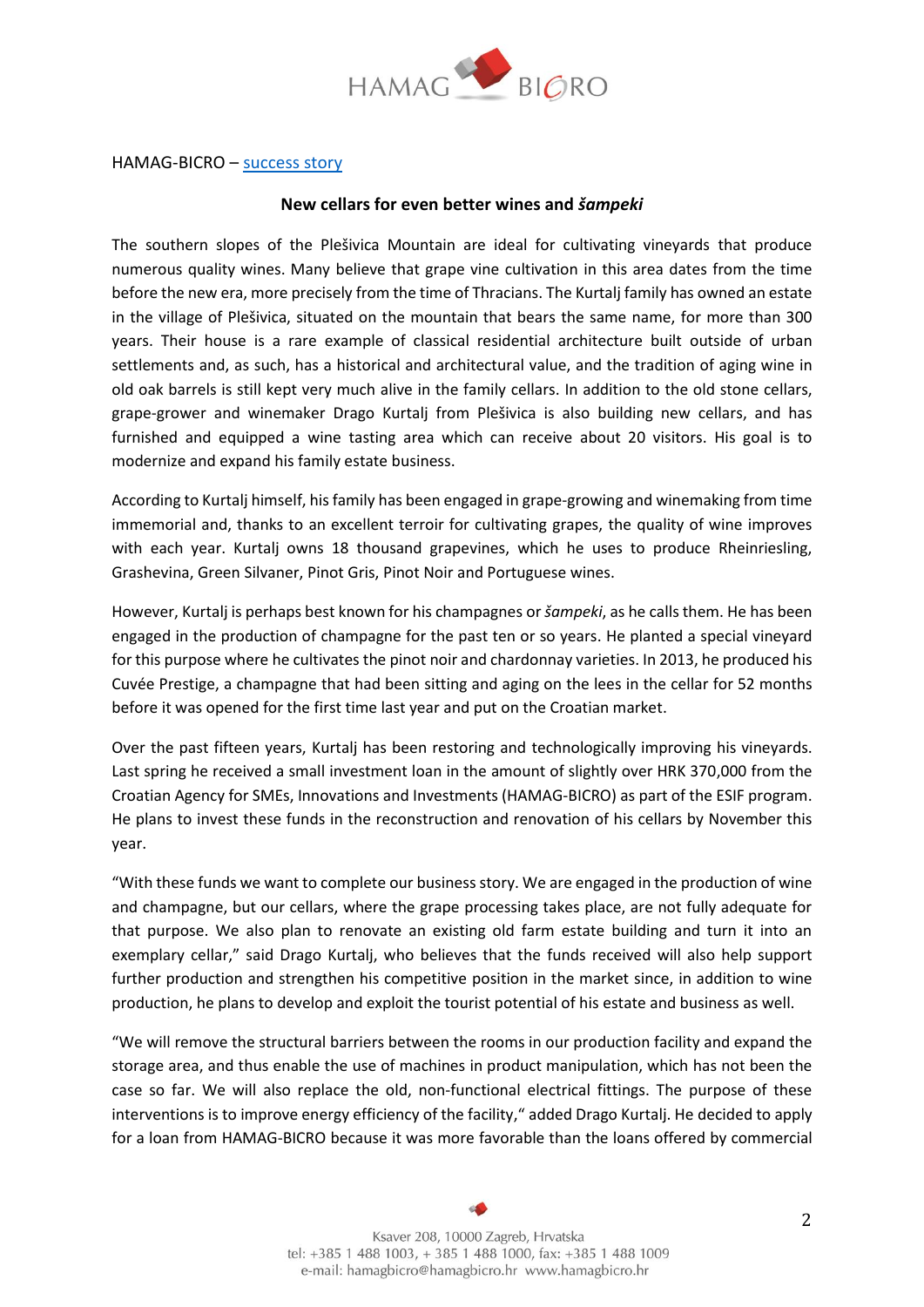HAMAG-BICRO – success story

**New cellars for even better wines and *šampeki***

The southern slopes of the Plešivica Mountain are ideal for cultivating vineyards that produce numerous quality wines. Many believe that grape vine cultivation in this area dates from the time before the new era, more precisely from the time of Thracians. The Kurtalj family has owned an estate in the village of Plešivica, situated on the mountain that bears the same name, for more than 300 years. Their house is a rare example of classical residential architecture built outside of urban settlements and, as such, has a historical and architectural value, and the tradition of aging wine in old oak barrels is still kept very much alive in the family cellars. In addition to the old stone cellars, grape-grower and winemaker Drago Kurtalj from Plešivica is also building new cellars, and has furnished and equipped a wine tasting area which can receive about 20 visitors. His goal is to modernize and expand his family estate business.

According to Kurtalj himself, his family has been engaged in grape-growing and winemaking from time immemorial and, thanks to an excellent terroir for cultivating grapes, the quality of wine improves with each year. Kurtalj owns 18 thousand grapevines, which he uses to produce Rheinriesling, Grashevina, Green Silvaner, Pinot Gris, Pinot Noir and Portuguese wines.

However, Kurtalj is perhaps best known for his champagnes or *šampeki*, as he calls them. He has been engaged in the production of champagne for the past ten or so years. He planted a special vineyard for this purpose where he cultivates the pinot noir and chardonnay varieties. In 2013, he produced his Cuvée Prestige, a champagne that had been sitting and aging on the lees in the cellar for 52 months before it was opened for the first time last year and put on the Croatian market.

Over the past fifteen years, Kurtalj has been restoring and technologically improving his vineyards. Last spring he received a small investment loan in the amount of slightly over HRK 370,000 from the Croatian Agency for SMEs, Innovations and Investments (HAMAG-BICRO) as part of the ESIF program. He plans to invest these funds in the reconstruction and renovation of his cellars by November this year.

"With these funds we want to complete our business story. We are engaged in the production of wine and champagne, but our cellars, where the grape processing takes place, are not fully adequate for that purpose. We also plan to renovate an existing old farm estate building and turn it into an exemplary cellar," said Drago Kurtalj, who believes that the funds received will also help support further production and strengthen his competitive position in the market since, in addition to wine production, he plans to develop and exploit the tourist potential of his estate and business as well.

"We will remove the structural barriers between the rooms in our production facility and expand the storage area, and thus enable the use of machines in product manipulation, which has not been the case so far. We will also replace the old, non-functional electrical fittings. The purpose of these interventions is to improve energy efficiency of the facility," added Drago Kurtalj. He decided to apply for a loan from HAMAG-BICRO because it was more favorable than the loans offered by commercial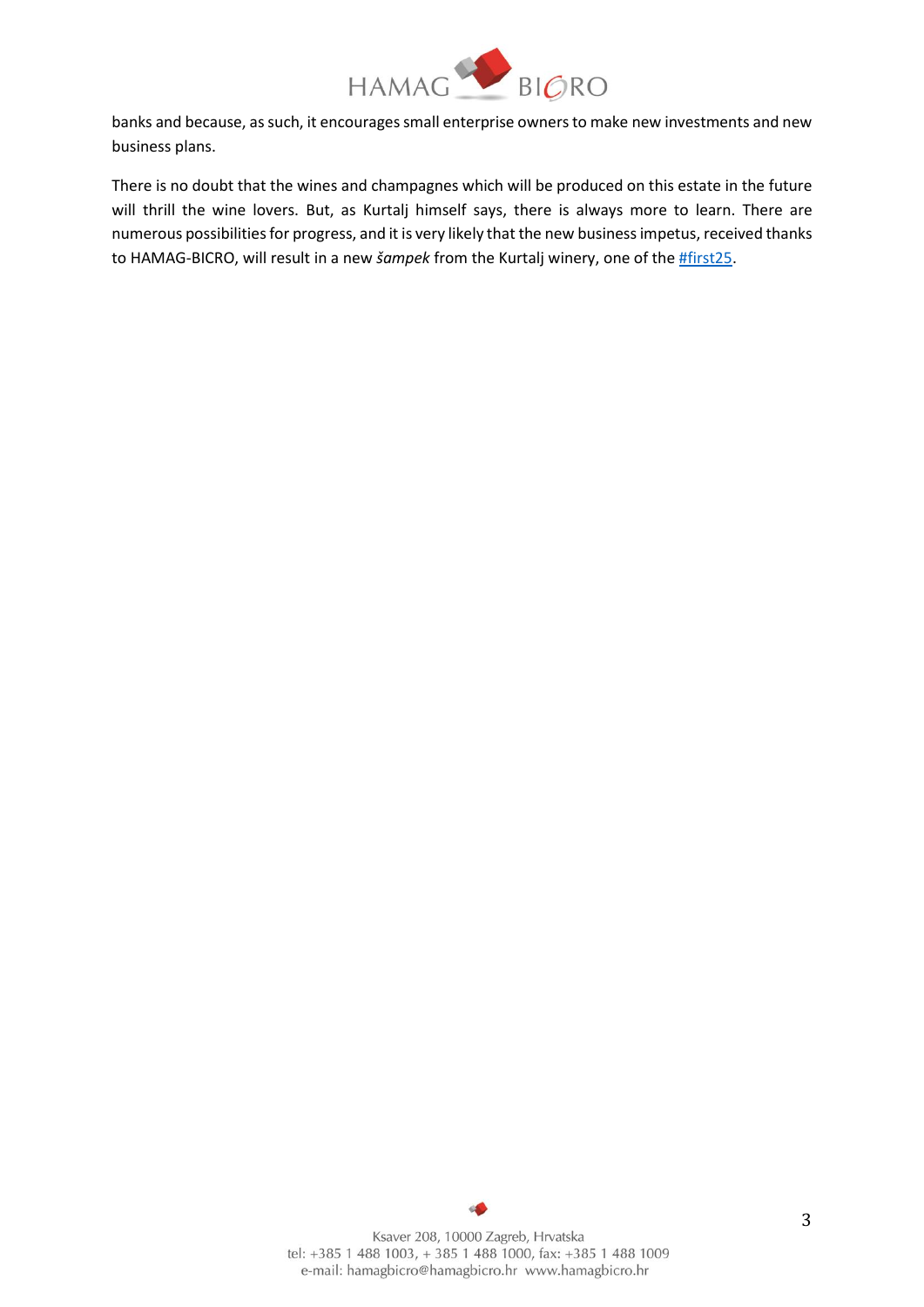banks and because, as such, it encourages small enterprise owners to make new investments and new business plans.

There is no doubt that the wines and champagnes which will be produced on this estate in the future will thrill the wine lovers. But, as Kurtalj himself says, there is always more to learn. There are numerous possibilities for progress, and it is very likely that the new business impetus, received thanks to HAMAG-BICRO, will result in a new *šampek* from the Kurtalj winery, one of the #first25.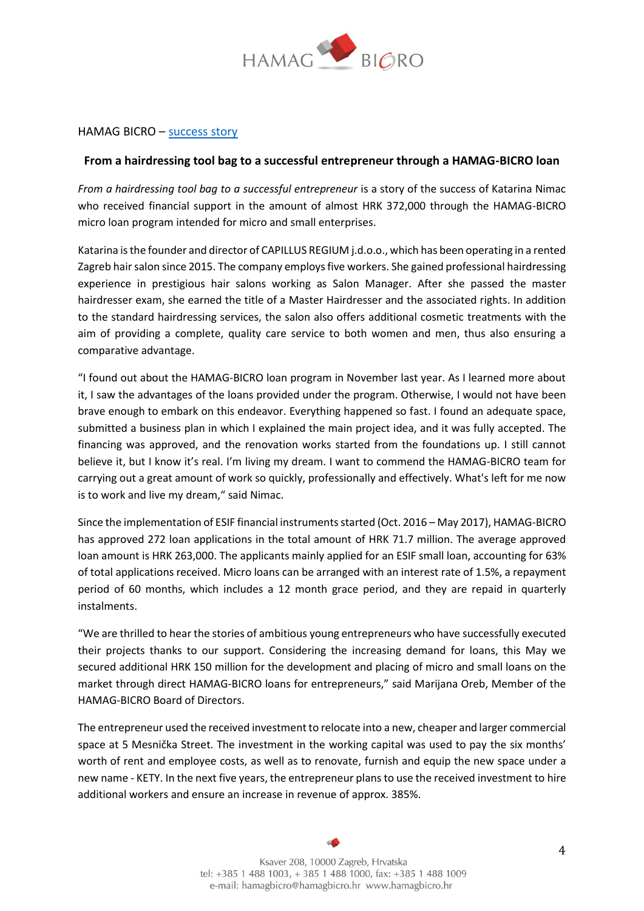HAMAG BICRO – success story

### From a hairdressing tool bag to a successful entrepreneur through a HAMAG-BICRO loan

*From a hairdressing tool bag to a successful entrepreneur* is a story of the success of Katarina Nimac who received financial support in the amount of almost HRK 372,000 through the HAMAG-BICRO micro loan program intended for micro and small enterprises.

Katarina is the founder and director of CAPILLUS REGIUM j.d.o.o., which has been operating in a rented Zagreb hair salon since 2015. The company employs five workers. She gained professional hairdressing experience in prestigious hair salons working as Salon Manager. After she passed the master hairdresser exam, she earned the title of a Master Hairdresser and the associated rights. In addition to the standard hairdressing services, the salon also offers additional cosmetic treatments with the aim of providing a complete, quality care service to both women and men, thus also ensuring a comparative advantage.

"I found out about the HAMAG-BICRO loan program in November last year. As I learned more about it, I saw the advantages of the loans provided under the program. Otherwise, I would not have been brave enough to embark on this endeavor. Everything happened so fast. I found an adequate space, submitted a business plan in which I explained the main project idea, and it was fully accepted. The financing was approved, and the renovation works started from the foundations up. I still cannot believe it, but I know it's real. I'm living my dream. I want to commend the HAMAG-BICRO team for carrying out a great amount of work so quickly, professionally and effectively. What's left for me now is to work and live my dream," said Nimac.

Since the implementation of ESIF financial instruments started (Oct. 2016 – May 2017), HAMAG-BICRO has approved 272 loan applications in the total amount of HRK 71.7 million. The average approved loan amount is HRK 263,000. The applicants mainly applied for an ESIF small loan, accounting for 63% of total applications received. Micro loans can be arranged with an interest rate of 1.5%, a repayment period of 60 months, which includes a 12 month grace period, and they are repaid in quarterly instalments.

"We are thrilled to hear the stories of ambitious young entrepreneurs who have successfully executed their projects thanks to our support. Considering the increasing demand for loans, this May we secured additional HRK 150 million for the development and placing of micro and small loans on the market through direct HAMAG-BICRO loans for entrepreneurs," said Marijana Oreb, Member of the HAMAG-BICRO Board of Directors.

The entrepreneur used the received investment to relocate into a new, cheaper and larger commercial space at 5 Mesnička Street. The investment in the working capital was used to pay the six months' worth of rent and employee costs, as well as to renovate, furnish and equip the new space under a new name - KETY. In the next five years, the entrepreneur plans to use the received investment to hire additional workers and ensure an increase in revenue of approx. 385%.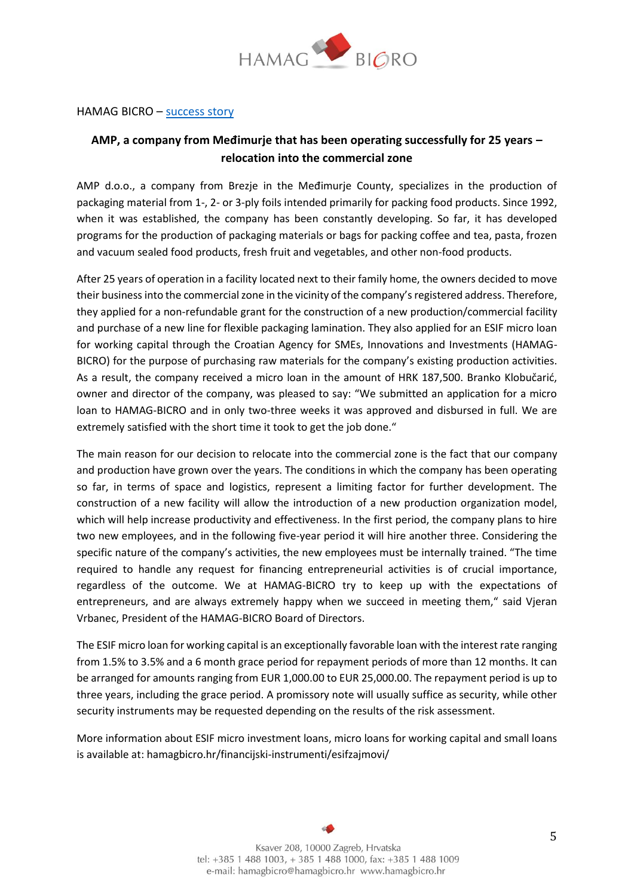HAMAG BICRO – success story

## AMP, a company from Međimurje that has been operating successfully for 25 years – relocation into the commercial zone

AMP d.o.o., a company from Brezje in the Međimurje County, specializes in the production of packaging material from 1-, 2- or 3-ply foils intended primarily for packing food products. Since 1992, when it was established, the company has been constantly developing. So far, it has developed programs for the production of packaging materials or bags for packing coffee and tea, pasta, frozen and vacuum sealed food products, fresh fruit and vegetables, and other non-food products.

After 25 years of operation in a facility located next to their family home, the owners decided to move their business into the commercial zone in the vicinity of the company's registered address. Therefore, they applied for a non-refundable grant for the construction of a new production/commercial facility and purchase of a new line for flexible packaging lamination. They also applied for an ESIF micro loan for working capital through the Croatian Agency for SMEs, Innovations and Investments (HAMAG-BICRO) for the purpose of purchasing raw materials for the company's existing production activities. As a result, the company received a micro loan in the amount of HRK 187,500. Branko Klobučarić, owner and director of the company, was pleased to say: "We submitted an application for a micro loan to HAMAG-BICRO and in only two-three weeks it was approved and disbursed in full. We are extremely satisfied with the short time it took to get the job done."

The main reason for our decision to relocate into the commercial zone is the fact that our company and production have grown over the years. The conditions in which the company has been operating so far, in terms of space and logistics, represent a limiting factor for further development. The construction of a new facility will allow the introduction of a new production organization model, which will help increase productivity and effectiveness. In the first period, the company plans to hire two new employees, and in the following five-year period it will hire another three. Considering the specific nature of the company's activities, the new employees must be internally trained. "The time required to handle any request for financing entrepreneurial activities is of crucial importance, regardless of the outcome. We at HAMAG-BICRO try to keep up with the expectations of entrepreneurs, and are always extremely happy when we succeed in meeting them," said Vjeran Vrbanec, President of the HAMAG-BICRO Board of Directors.

The ESIF micro loan for working capital is an exceptionally favorable loan with the interest rate ranging from 1.5% to 3.5% and a 6 month grace period for repayment periods of more than 12 months. It can be arranged for amounts ranging from EUR 1,000.00 to EUR 25,000.00. The repayment period is up to three years, including the grace period. A promissory note will usually suffice as security, while other security instruments may be requested depending on the results of the risk assessment.

More information about ESIF micro investment loans, micro loans for working capital and small loans is available at: hamagbicro.hr/financijski-instrumenti/esifzajmovi/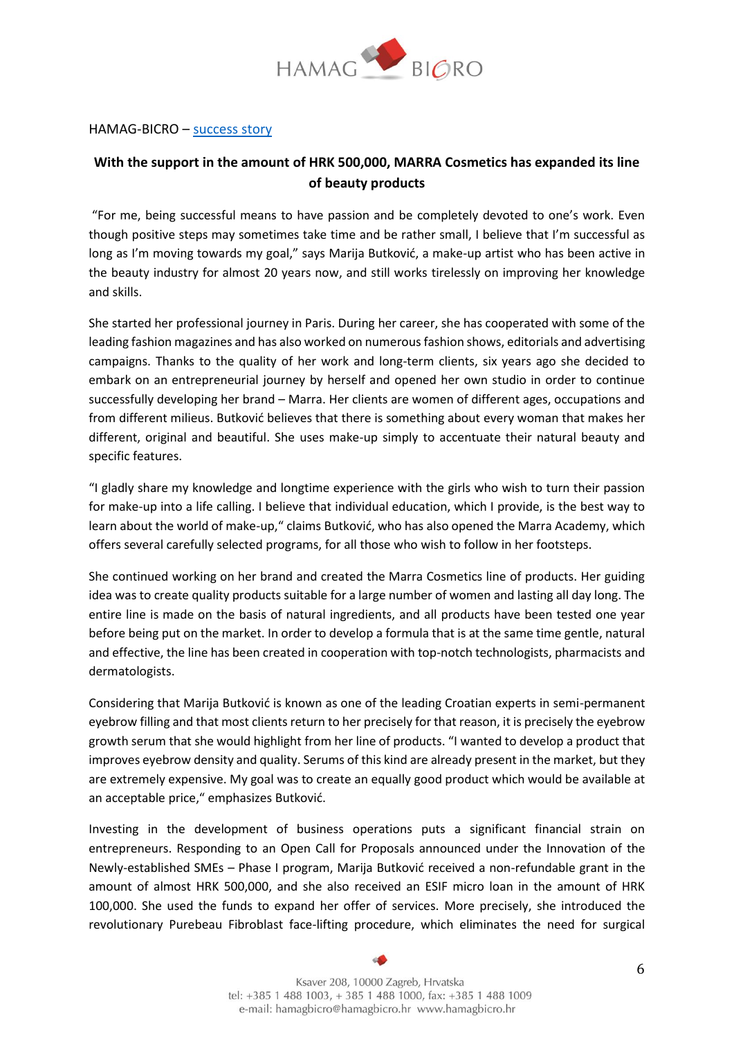HAMAG-BICRO – success story

**With the support in the amount of HRK 500,000, MARRA Cosmetics has expanded its line of beauty products**

"For me, being successful means to have passion and be completely devoted to one's work. Even though positive steps may sometimes take time and be rather small, I believe that I'm successful as long as I'm moving towards my goal," says Marija Butković, a make-up artist who has been active in the beauty industry for almost 20 years now, and still works tirelessly on improving her knowledge and skills.

She started her professional journey in Paris. During her career, she has cooperated with some of the leading fashion magazines and has also worked on numerous fashion shows, editorials and advertising campaigns. Thanks to the quality of her work and long-term clients, six years ago she decided to embark on an entrepreneurial journey by herself and opened her own studio in order to continue successfully developing her brand – Marra. Her clients are women of different ages, occupations and from different milieus. Butković believes that there is something about every woman that makes her different, original and beautiful. She uses make-up simply to accentuate their natural beauty and specific features.

"I gladly share my knowledge and longtime experience with the girls who wish to turn their passion for make-up into a life calling. I believe that individual education, which I provide, is the best way to learn about the world of make-up," claims Butković, who has also opened the Marra Academy, which offers several carefully selected programs, for all those who wish to follow in her footsteps.

She continued working on her brand and created the Marra Cosmetics line of products. Her guiding idea was to create quality products suitable for a large number of women and lasting all day long. The entire line is made on the basis of natural ingredients, and all products have been tested one year before being put on the market. In order to develop a formula that is at the same time gentle, natural and effective, the line has been created in cooperation with top-notch technologists, pharmacists and dermatologists.

Considering that Marija Butković is known as one of the leading Croatian experts in semi-permanent eyebrow filling and that most clients return to her precisely for that reason, it is precisely the eyebrow growth serum that she would highlight from her line of products. "I wanted to develop a product that improves eyebrow density and quality. Serums of this kind are already present in the market, but they are extremely expensive. My goal was to create an equally good product which would be available at an acceptable price," emphasizes Butković.

Investing in the development of business operations puts a significant financial strain on entrepreneurs. Responding to an Open Call for Proposals announced under the Innovation of the Newly-established SMEs – Phase I program, Marija Butković received a non-refundable grant in the amount of almost HRK 500,000, and she also received an ESIF micro loan in the amount of HRK 100,000. She used the funds to expand her offer of services. More precisely, she introduced the revolutionary Purebeau Fibroblast face-lifting procedure, which eliminates the need for surgical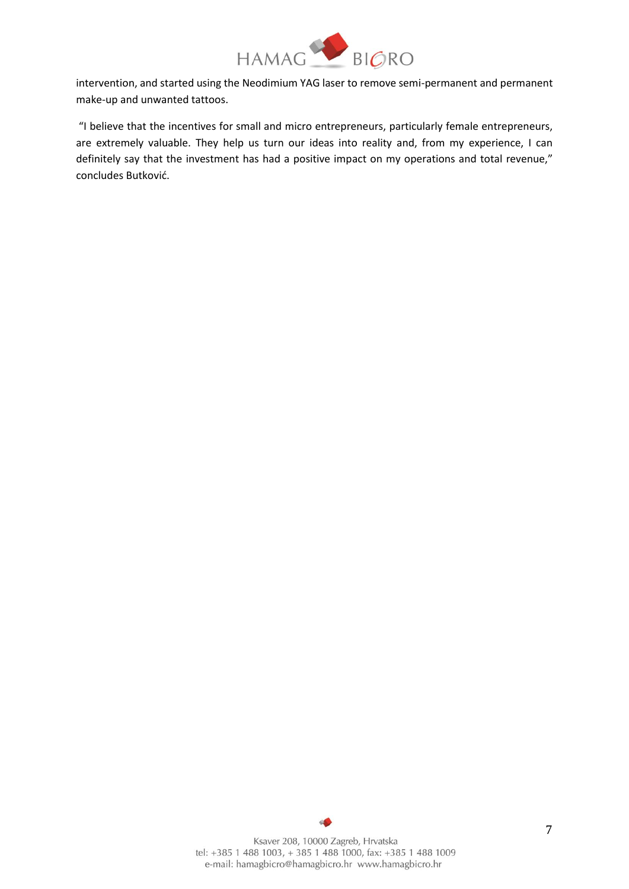intervention, and started using the Neodimium YAG laser to remove semi-permanent and permanent make-up and unwanted tattoos.

"I believe that the incentives for small and micro entrepreneurs, particularly female entrepreneurs, are extremely valuable. They help us turn our ideas into reality and, from my experience, I can definitely say that the investment has had a positive impact on my operations and total revenue," concludes Butković.